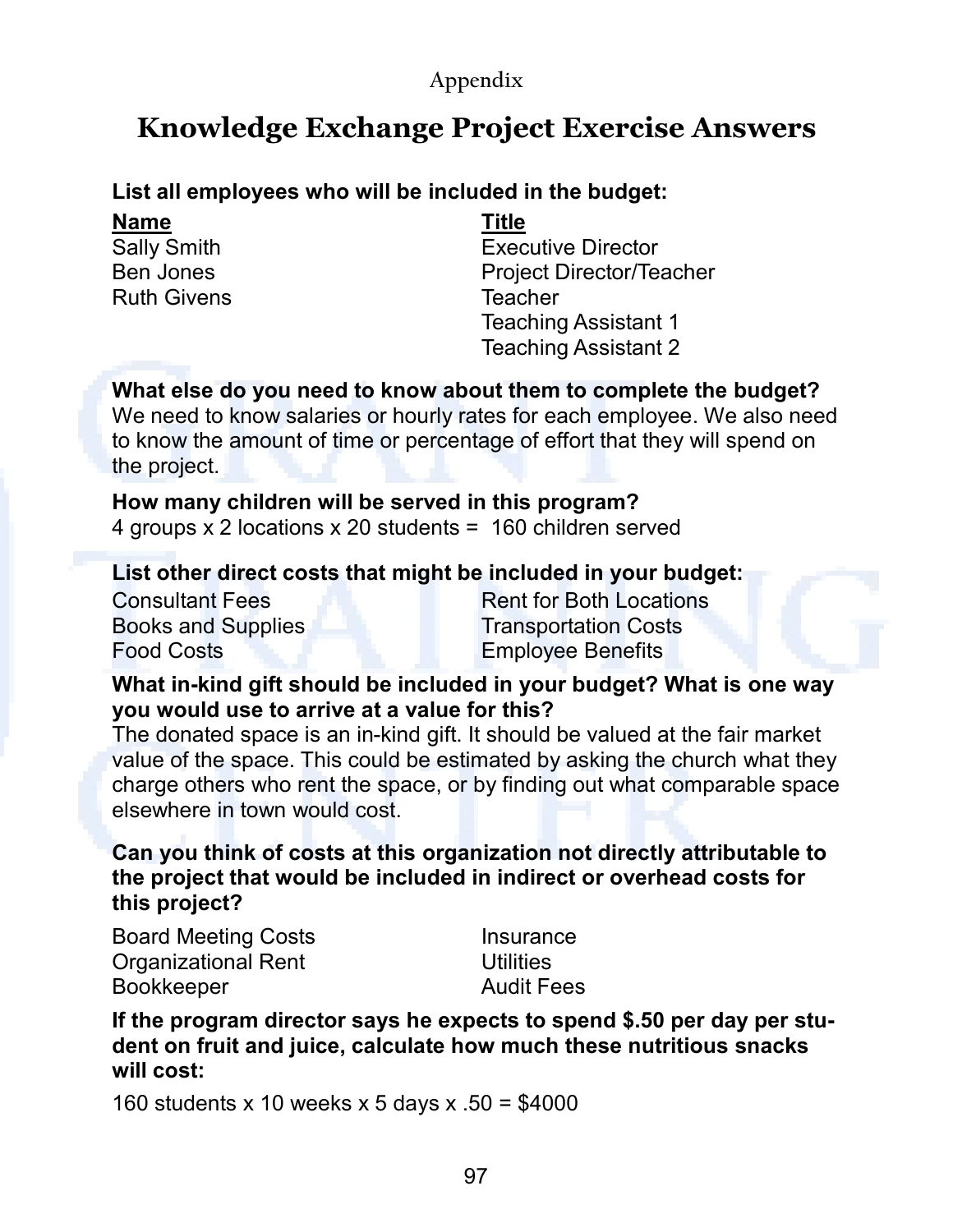Appendix

# Knowledge Exchange Project Exercise Answers

**List all employees who will be included in the budget:**

| **Name** | **Title** |
|---|---|
| Sally Smith | Executive Director |
| Ben Jones | Project Director/Teacher |
| Ruth Givens | Teacher |
| | Teaching Assistant 1 |
| | Teaching Assistant 2 |

**What else do you need to know about them to complete the budget?**
We need to know salaries or hourly rates for each employee. We also need to know the amount of time or percentage of effort that they will spend on the project.

**How many children will be served in this program?**
4 groups x 2 locations x 20 students = 160 children served

**List other direct costs that might be included in your budget:**

- Consultant Fees
- Books and Supplies
- Food Costs
- Rent for Both Locations
- Transportation Costs
- Employee Benefits

**What in-kind gift should be included in your budget? What is one way you would use to arrive at a value for this?**
The donated space is an in-kind gift. It should be valued at the fair market value of the space. This could be estimated by asking the church what they charge others who rent the space, or by finding out what comparable space elsewhere in town would cost.

**Can you think of costs at this organization not directly attributable to the project that would be included in indirect or overhead costs for this project?**

- Board Meeting Costs
- Organizational Rent
- Bookkeeper
- Insurance
- Utilities
- Audit Fees

**If the program director says he expects to spend $.50 per day per student on fruit and juice, calculate how much these nutritious snacks will cost:**

160 students x 10 weeks x 5 days x .50 = $4000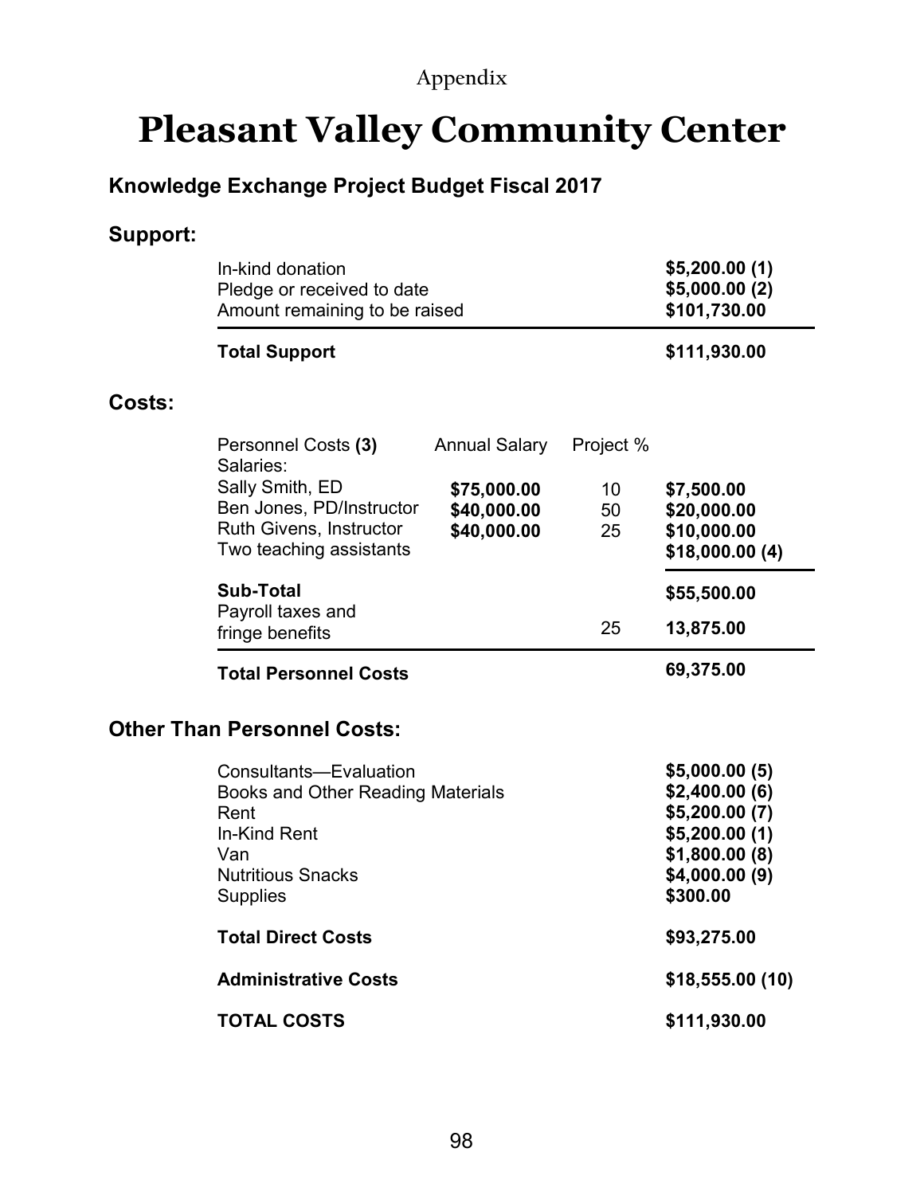Appendix

# Pleasant Valley Community Center

## Knowledge Exchange Project Budget Fiscal 2017

### Support:

| | |
|---|---|
| In-kind donation | **$5,200.00 (1)** |
| Pledge or received to date | **$5,000.00 (2)** |
| Amount remaining to be raised | **$101,730.00** |
| **Total Support** | **$111,930.00** |

### Costs:

| Personnel Costs **(3)** Salaries: | Annual Salary | Project % | |
|---|---|---|---|
| Sally Smith, ED | **$75,000.00** | 10 | **$7,500.00** |
| Ben Jones, PD/Instructor | **$40,000.00** | 50 | **$20,000.00** |
| Ruth Givens, Instructor | **$40,000.00** | 25 | **$10,000.00** |
| Two teaching assistants | | | **$18,000.00 (4)** |
| **Sub-Total** | | | **$55,500.00** |
| Payroll taxes and fringe benefits | | 25 | **13,875.00** |
| **Total Personnel Costs** | | | **69,375.00** |

### Other Than Personnel Costs:

| | |
|---|---|
| Consultants—Evaluation | **$5,000.00 (5)** |
| Books and Other Reading Materials | **$2,400.00 (6)** |
| Rent | **$5,200.00 (7)** |
| In-Kind Rent | **$5,200.00 (1)** |
| Van | **$1,800.00 (8)** |
| Nutritious Snacks | **$4,000.00 (9)** |
| Supplies | **$300.00** |
| **Total Direct Costs** | **$93,275.00** |
| **Administrative Costs** | **$18,555.00 (10)** |
| **TOTAL COSTS** | **$111,930.00** |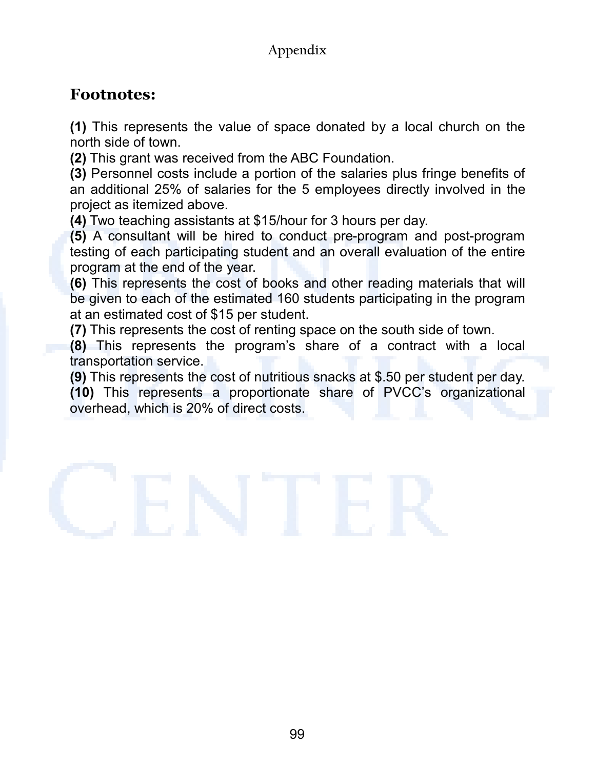## Footnotes:

**(1)** This represents the value of space donated by a local church on the north side of town.
**(2)** This grant was received from the ABC Foundation.
**(3)** Personnel costs include a portion of the salaries plus fringe benefits of an additional 25% of salaries for the 5 employees directly involved in the project as itemized above.
**(4)** Two teaching assistants at $15/hour for 3 hours per day.
**(5)** A consultant will be hired to conduct pre-program and post-program testing of each participating student and an overall evaluation of the entire program at the end of the year.
**(6)** This represents the cost of books and other reading materials that will be given to each of the estimated 160 students participating in the program at an estimated cost of $15 per student.
**(7)** This represents the cost of renting space on the south side of town.
**(8)** This represents the program's share of a contract with a local transportation service.
**(9)** This represents the cost of nutritious snacks at $.50 per student per day.
**(10)** This represents a proportionate share of PVCC's organizational overhead, which is 20% of direct costs.